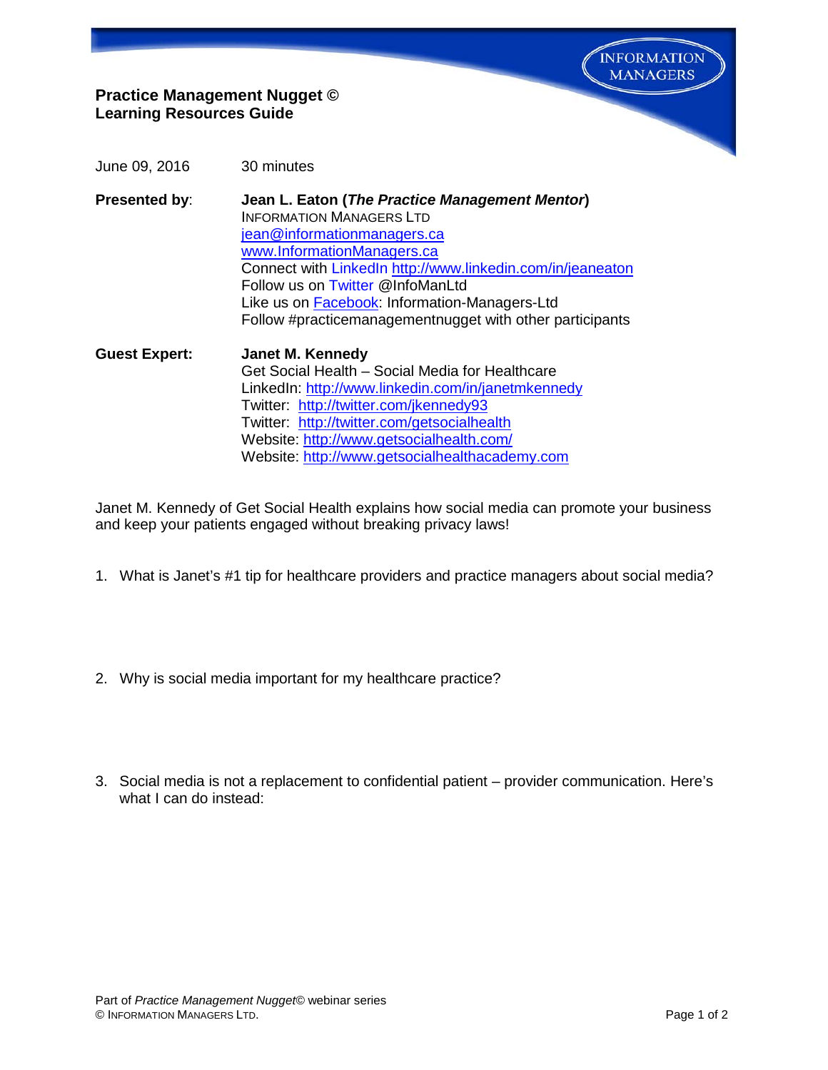**Practice Management Nugget ©**
**Learning Resources Guide**

June 09, 2016 — 30 minutes

**Presented by**: **Jean L. Eaton (*The Practice Management Mentor*)**
INFORMATION MANAGERS LTD
jean@informationmanagers.ca
www.InformationManagers.ca
Connect with LinkedIn http://www.linkedin.com/in/jeaneaton
Follow us on Twitter @InfoManLtd
Like us on Facebook: Information-Managers-Ltd
Follow #practicemanagementnugget with other participants

**Guest Expert:** **Janet M. Kennedy**
Get Social Health – Social Media for Healthcare
LinkedIn: http://www.linkedin.com/in/janetmkennedy
Twitter: http://twitter.com/jkennedy93
Twitter: http://twitter.com/getsocialhealth
Website: http://www.getsocialhealth.com/
Website: http://www.getsocialhealthacademy.com

Janet M. Kennedy of Get Social Health explains how social media can promote your business and keep your patients engaged without breaking privacy laws!

1. What is Janet's #1 tip for healthcare providers and practice managers about social media?

2. Why is social media important for my healthcare practice?

3. Social media is not a replacement to confidential patient – provider communication. Here's what I can do instead:

Part of *Practice Management Nugget*© webinar series
© INFORMATION MANAGERS LTD.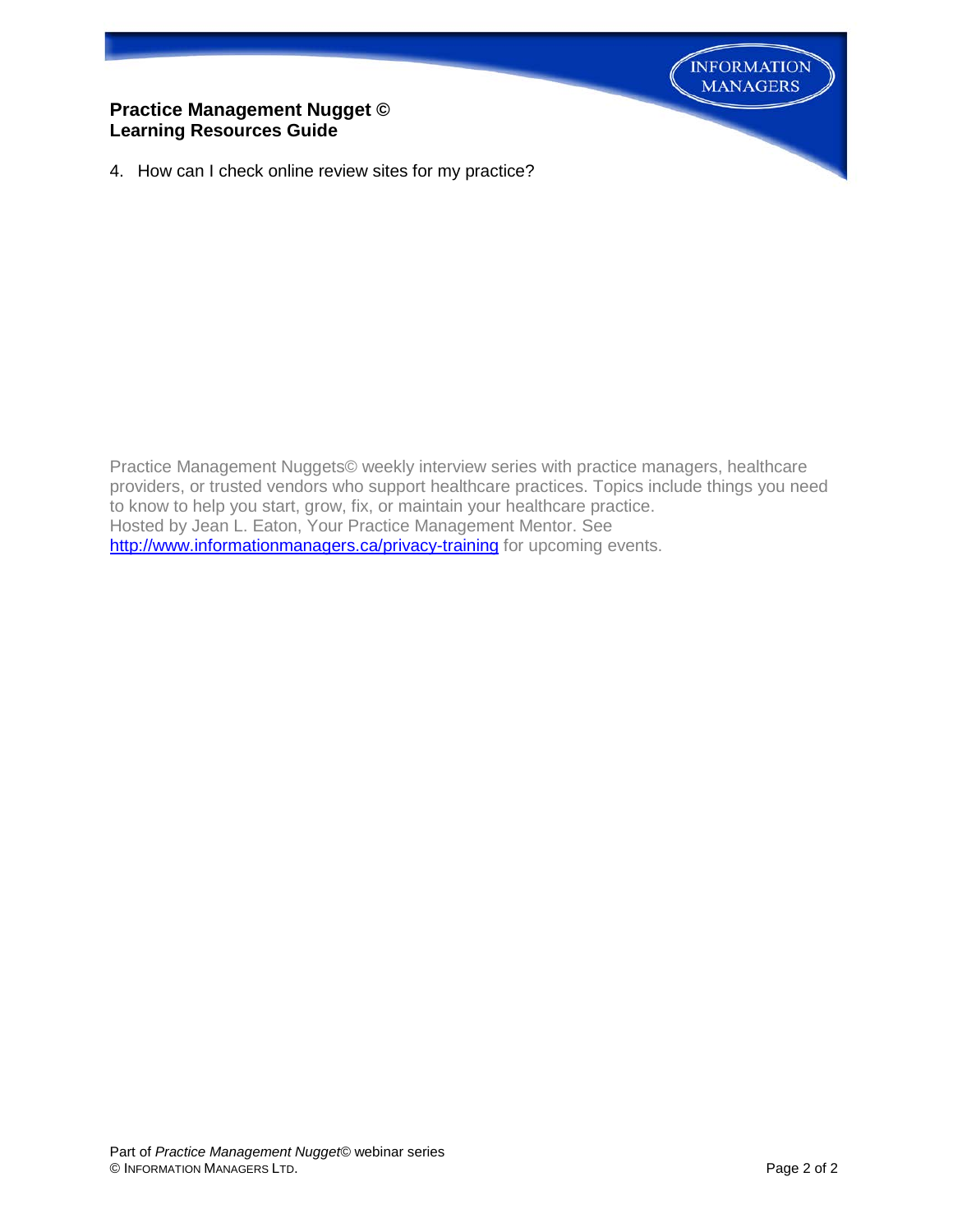4. How can I check online review sites for my practice?

Practice Management Nuggets© weekly interview series with practice managers, healthcare providers, or trusted vendors who support healthcare practices. Topics include things you need to know to help you start, grow, fix, or maintain your healthcare practice.
Hosted by Jean L. Eaton, Your Practice Management Mentor. See [http://www.informationmanagers.ca/privacy-training](http://www.informationmanagers.ca/privacy-training) for upcoming events.